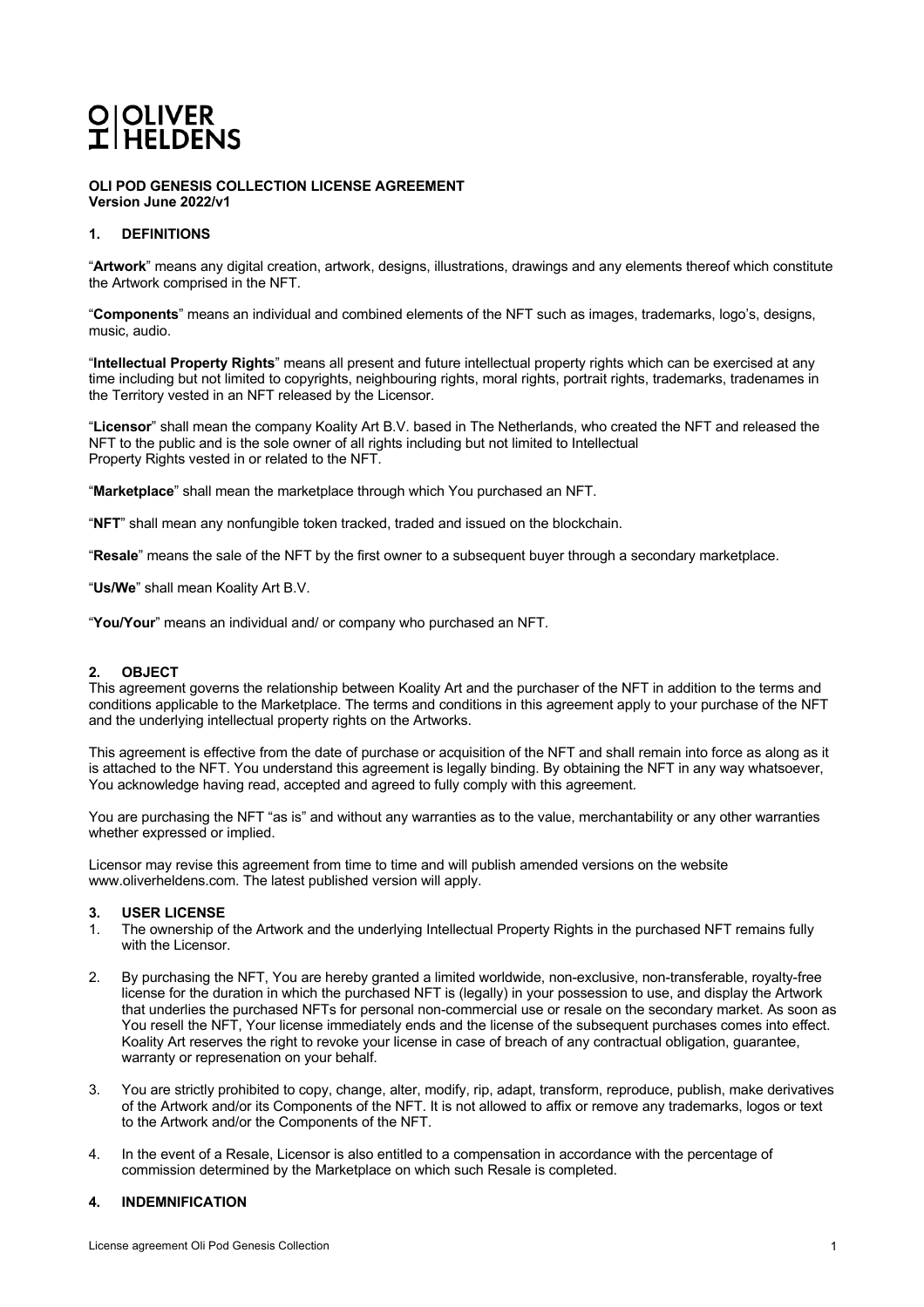# OLIVER HELDENS

**OLI POD GENESIS COLLECTION LICENSE AGREEMENT**
**Version June 2022/v1**

## 1. DEFINITIONS

"**Artwork**" means any digital creation, artwork, designs, illustrations, drawings and any elements thereof which constitute the Artwork comprised in the NFT.

"**Components**" means an individual and combined elements of the NFT such as images, trademarks, logo's, designs, music, audio.

"**Intellectual Property Rights**" means all present and future intellectual property rights which can be exercised at any time including but not limited to copyrights, neighbouring rights, moral rights, portrait rights, trademarks, tradenames in the Territory vested in an NFT released by the Licensor.

"**Licensor**" shall mean the company Koality Art B.V. based in The Netherlands, who created the NFT and released the NFT to the public and is the sole owner of all rights including but not limited to Intellectual Property Rights vested in or related to the NFT.

"**Marketplace**" shall mean the marketplace through which You purchased an NFT.

"**NFT**" shall mean any nonfungible token tracked, traded and issued on the blockchain.

"**Resale**" means the sale of the NFT by the first owner to a subsequent buyer through a secondary marketplace.

"**Us/We**" shall mean Koality Art B.V.

"**You/Your**" means an individual and/ or company who purchased an NFT.

## 2. OBJECT

This agreement governs the relationship between Koality Art and the purchaser of the NFT in addition to the terms and conditions applicable to the Marketplace. The terms and conditions in this agreement apply to your purchase of the NFT and the underlying intellectual property rights on the Artworks.

This agreement is effective from the date of purchase or acquisition of the NFT and shall remain into force as along as it is attached to the NFT. You understand this agreement is legally binding. By obtaining the NFT in any way whatsoever, You acknowledge having read, accepted and agreed to fully comply with this agreement.

You are purchasing the NFT "as is" and without any warranties as to the value, merchantability or any other warranties whether expressed or implied.

Licensor may revise this agreement from time to time and will publish amended versions on the website www.oliverheldens.com. The latest published version will apply.

## 3. USER LICENSE

1. The ownership of the Artwork and the underlying Intellectual Property Rights in the purchased NFT remains fully with the Licensor.
2. By purchasing the NFT, You are hereby granted a limited worldwide, non-exclusive, non-transferable, royalty-free license for the duration in which the purchased NFT is (legally) in your possession to use, and display the Artwork that underlies the purchased NFTs for personal non-commercial use or resale on the secondary market. As soon as You resell the NFT, Your license immediately ends and the license of the subsequent purchases comes into effect. Koality Art reserves the right to revoke your license in case of breach of any contractual obligation, guarantee, warranty or represenation on your behalf.
3. You are strictly prohibited to copy, change, alter, modify, rip, adapt, transform, reproduce, publish, make derivatives of the Artwork and/or its Components of the NFT. It is not allowed to affix or remove any trademarks, logos or text to the Artwork and/or the Components of the NFT.
4. In the event of a Resale, Licensor is also entitled to a compensation in accordance with the percentage of commission determined by the Marketplace on which such Resale is completed.

## 4. INDEMNIFICATION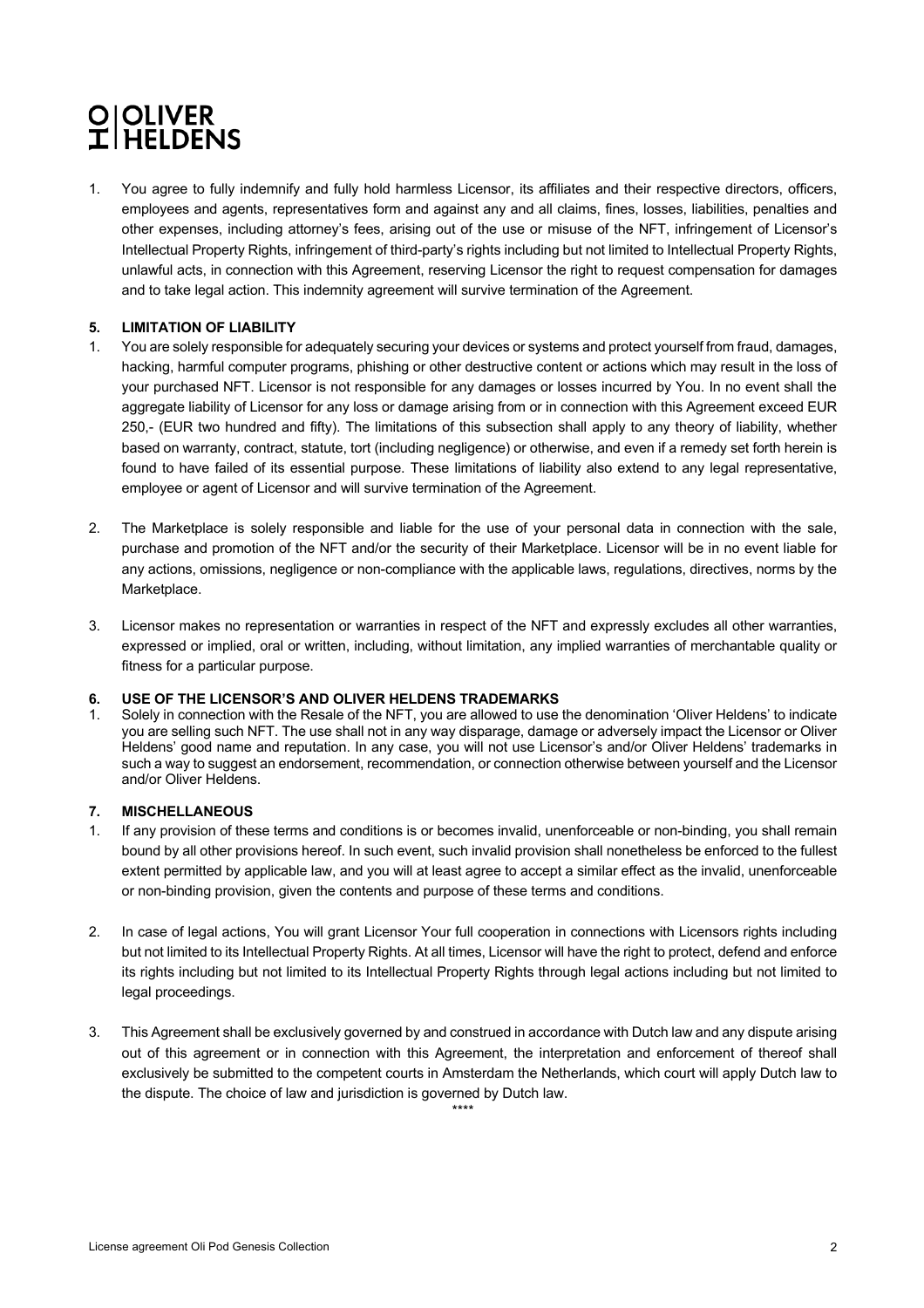1. You agree to fully indemnify and fully hold harmless Licensor, its affiliates and their respective directors, officers, employees and agents, representatives form and against any and all claims, fines, losses, liabilities, penalties and other expenses, including attorney's fees, arising out of the use or misuse of the NFT, infringement of Licensor's Intellectual Property Rights, infringement of third-party's rights including but not limited to Intellectual Property Rights, unlawful acts, in connection with this Agreement, reserving Licensor the right to request compensation for damages and to take legal action. This indemnity agreement will survive termination of the Agreement.

## 5. LIMITATION OF LIABILITY

1. You are solely responsible for adequately securing your devices or systems and protect yourself from fraud, damages, hacking, harmful computer programs, phishing or other destructive content or actions which may result in the loss of your purchased NFT. Licensor is not responsible for any damages or losses incurred by You. In no event shall the aggregate liability of Licensor for any loss or damage arising from or in connection with this Agreement exceed EUR 250,- (EUR two hundred and fifty). The limitations of this subsection shall apply to any theory of liability, whether based on warranty, contract, statute, tort (including negligence) or otherwise, and even if a remedy set forth herein is found to have failed of its essential purpose. These limitations of liability also extend to any legal representative, employee or agent of Licensor and will survive termination of the Agreement.

2. The Marketplace is solely responsible and liable for the use of your personal data in connection with the sale, purchase and promotion of the NFT and/or the security of their Marketplace. Licensor will be in no event liable for any actions, omissions, negligence or non-compliance with the applicable laws, regulations, directives, norms by the Marketplace.

3. Licensor makes no representation or warranties in respect of the NFT and expressly excludes all other warranties, expressed or implied, oral or written, including, without limitation, any implied warranties of merchantable quality or fitness for a particular purpose.

## 6. USE OF THE LICENSOR'S AND OLIVER HELDENS TRADEMARKS

1. Solely in connection with the Resale of the NFT, you are allowed to use the denomination 'Oliver Heldens' to indicate you are selling such NFT. The use shall not in any way disparage, damage or adversely impact the Licensor or Oliver Heldens' good name and reputation. In any case, you will not use Licensor's and/or Oliver Heldens' trademarks in such a way to suggest an endorsement, recommendation, or connection otherwise between yourself and the Licensor and/or Oliver Heldens.

## 7. MISCHELLANEOUS

1. If any provision of these terms and conditions is or becomes invalid, unenforceable or non-binding, you shall remain bound by all other provisions hereof. In such event, such invalid provision shall nonetheless be enforced to the fullest extent permitted by applicable law, and you will at least agree to accept a similar effect as the invalid, unenforceable or non-binding provision, given the contents and purpose of these terms and conditions.

2. In case of legal actions, You will grant Licensor Your full cooperation in connections with Licensors rights including but not limited to its Intellectual Property Rights. At all times, Licensor will have the right to protect, defend and enforce its rights including but not limited to its Intellectual Property Rights through legal actions including but not limited to legal proceedings.

3. This Agreement shall be exclusively governed by and construed in accordance with Dutch law and any dispute arising out of this agreement or in connection with this Agreement, the interpretation and enforcement of thereof shall exclusively be submitted to the competent courts in Amsterdam the Netherlands, which court will apply Dutch law to the dispute. The choice of law and jurisdiction is governed by Dutch law.

\*\*\*\*